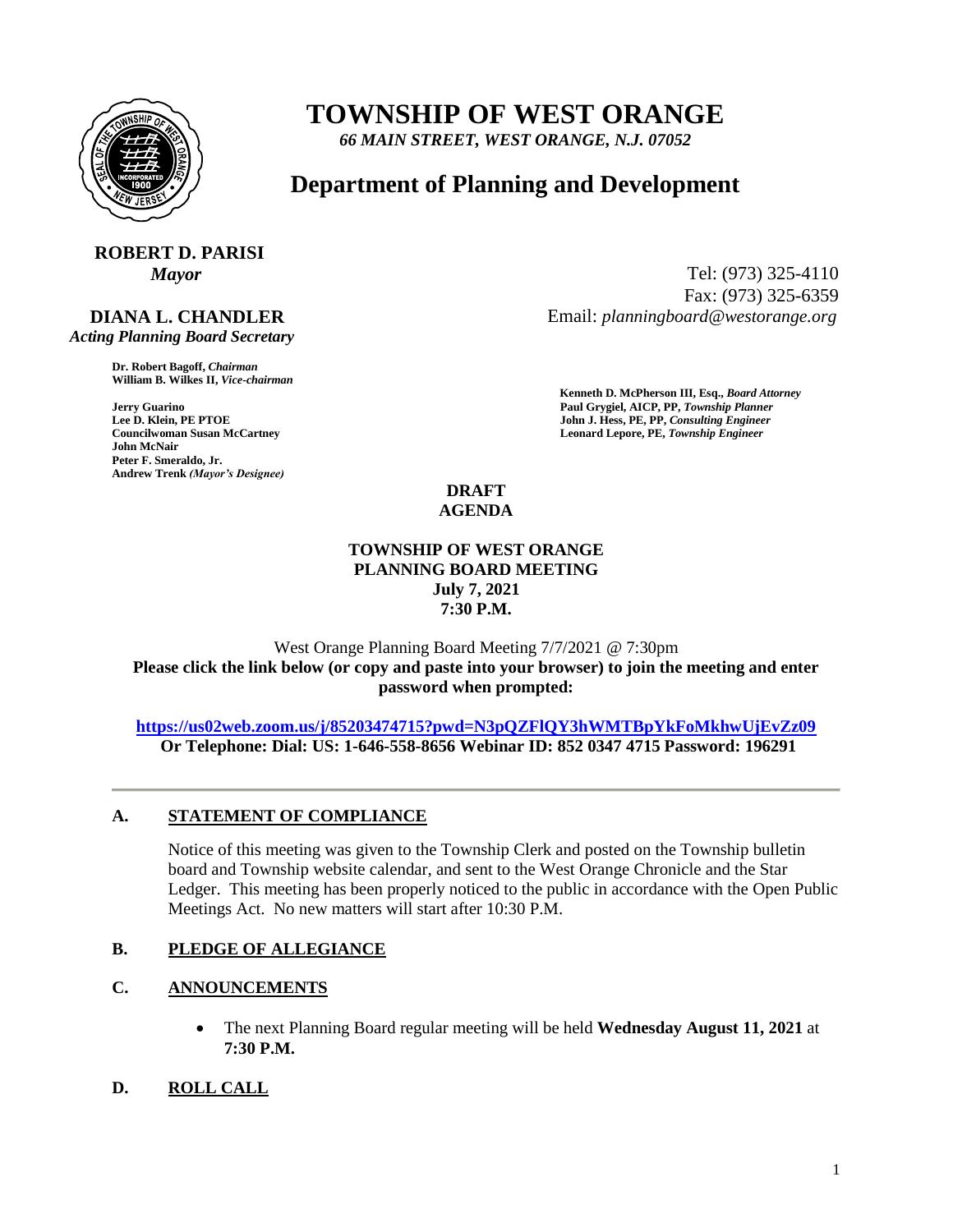# TOWNSHIP OF WEST ORANGE

*66 MAIN STREET, WEST ORANGE, N.J. 07052*

## Department of Planning and Development

**ROBERT D. PARISI**
*Mayor*

**DIANA L. CHANDLER**
*Acting Planning Board Secretary*

Tel: (973) 325-4110
Fax: (973) 325-6359
Email: *planningboard@westorange.org*

**Dr. Robert Bagoff,** ***Chairman***
**William B. Wilkes II,** ***Vice-chairman***

**Jerry Guarino**
**Lee D. Klein, PE PTOE**
**Councilwoman Susan McCartney**
**John McNair**
**Peter F. Smeraldo, Jr.**
**Andrew Trenk** ***(Mayor's Designee)***

**Kenneth D. McPherson III, Esq.,** ***Board Attorney***
**Paul Grygiel, AICP, PP,** ***Township Planner***
**John J. Hess, PE, PP,** ***Consulting Engineer***
**Leonard Lepore, PE,** ***Township Engineer***

**DRAFT**
**AGENDA**

**TOWNSHIP OF WEST ORANGE**
**PLANNING BOARD MEETING**
**July 7, 2021**
**7:30 P.M.**

West Orange Planning Board Meeting 7/7/2021 @ 7:30pm

**Please click the link below (or copy and paste into your browser) to join the meeting and enter password when prompted:**

**https://us02web.zoom.us/j/85203474715?pwd=N3pQZFlQY3hWMTBpYkFoMkhwUjEvZz09**
**Or Telephone: Dial: US: 1-646-558-8656 Webinar ID: 852 0347 4715 Password: 196291**

---

### A. STATEMENT OF COMPLIANCE

Notice of this meeting was given to the Township Clerk and posted on the Township bulletin board and Township website calendar, and sent to the West Orange Chronicle and the Star Ledger. This meeting has been properly noticed to the public in accordance with the Open Public Meetings Act. No new matters will start after 10:30 P.M.

### B. PLEDGE OF ALLEGIANCE

### C. ANNOUNCEMENTS

- The next Planning Board regular meeting will be held **Wednesday August 11, 2021** at **7:30 P.M.**

### D. ROLL CALL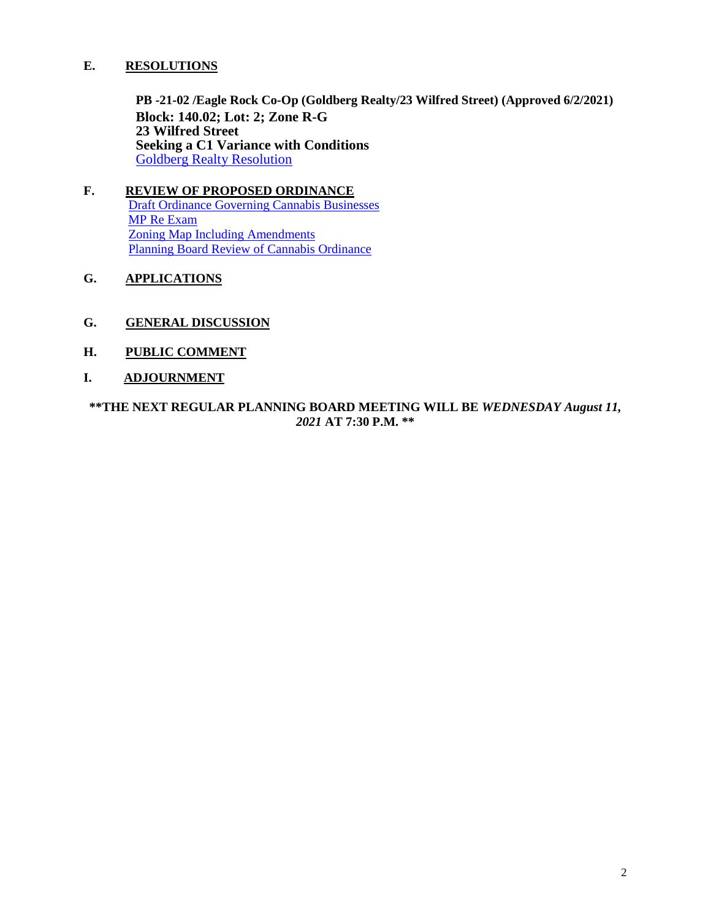## E. RESOLUTIONS

**PB -21-02 /Eagle Rock Co-Op (Goldberg Realty/23 Wilfred Street) (Approved 6/2/2021)**
**Block: 140.02; Lot: 2; Zone R-G**
**23 Wilfred Street**
**Seeking a C1 Variance with Conditions**
Goldberg Realty Resolution

## F. REVIEW OF PROPOSED ORDINANCE

Draft Ordinance Governing Cannabis Businesses
MP Re Exam
Zoning Map Including Amendments
Planning Board Review of Cannabis Ordinance

## G. APPLICATIONS

## G. GENERAL DISCUSSION

## H. PUBLIC COMMENT

## I. ADJOURNMENT

**\*\*THE NEXT REGULAR PLANNING BOARD MEETING WILL BE *WEDNESDAY August 11, 2021* AT 7:30 P.M. \*\***